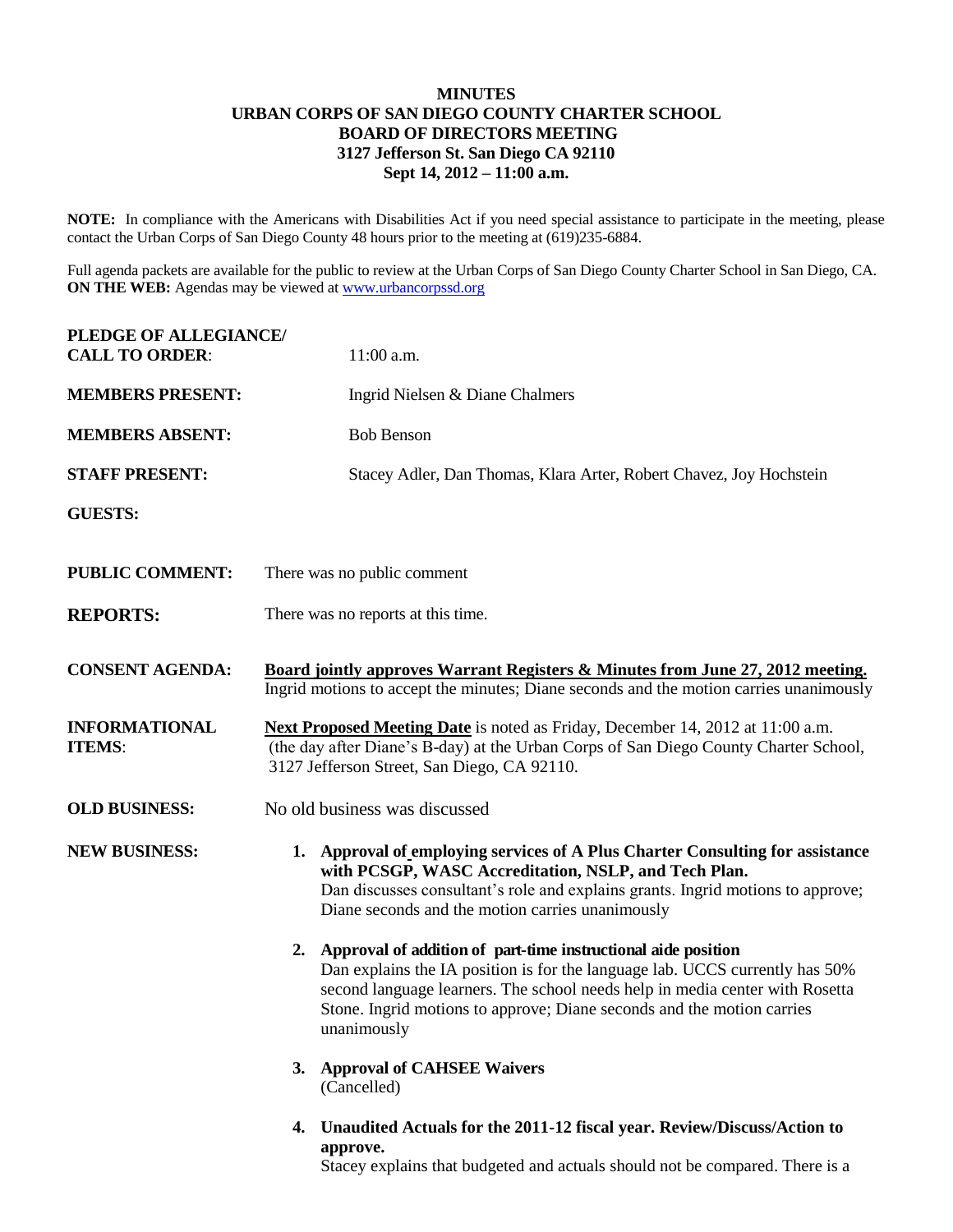**MINUTES**
**URBAN CORPS OF SAN DIEGO COUNTY CHARTER SCHOOL**
**BOARD OF DIRECTORS MEETING**
**3127 Jefferson St. San Diego CA 92110**
**Sept 14, 2012 – 11:00 a.m.**

**NOTE:** In compliance with the Americans with Disabilities Act if you need special assistance to participate in the meeting, please contact the Urban Corps of San Diego County 48 hours prior to the meeting at (619)235-6884.

Full agenda packets are available for the public to review at the Urban Corps of San Diego County Charter School in San Diego, CA.
**ON THE WEB:** Agendas may be viewed at www.urbancorpssd.org

**PLEDGE OF ALLEGIANCE/ CALL TO ORDER**: 11:00 a.m.

**MEMBERS PRESENT:** Ingrid Nielsen & Diane Chalmers

**MEMBERS ABSENT:** Bob Benson

**STAFF PRESENT:** Stacey Adler, Dan Thomas, Klara Arter, Robert Chavez, Joy Hochstein

**GUESTS:**

**PUBLIC COMMENT:** There was no public comment

**REPORTS:** There was no reports at this time.

**CONSENT AGENDA:** **Board jointly approves Warrant Registers & Minutes from June 27, 2012 meeting.**
Ingrid motions to accept the minutes; Diane seconds and the motion carries unanimously

**INFORMATIONAL ITEMS**: **Next Proposed Meeting Date** is noted as Friday, December 14, 2012 at 11:00 a.m. (the day after Diane's B-day) at the Urban Corps of San Diego County Charter School, 3127 Jefferson Street, San Diego, CA 92110.

**OLD BUSINESS:** No old business was discussed

**NEW BUSINESS:**

1. **Approval of employing services of A Plus Charter Consulting for assistance with PCSGP, WASC Accreditation, NSLP, and Tech Plan.**
   Dan discusses consultant's role and explains grants. Ingrid motions to approve; Diane seconds and the motion carries unanimously

2. **Approval of addition of part-time instructional aide position**
   Dan explains the IA position is for the language lab. UCCS currently has 50% second language learners. The school needs help in media center with Rosetta Stone. Ingrid motions to approve; Diane seconds and the motion carries unanimously

3. **Approval of CAHSEE Waivers**
   (Cancelled)

4. **Unaudited Actuals for the 2011-12 fiscal year. Review/Discuss/Action to approve.**
   Stacey explains that budgeted and actuals should not be compared. There is a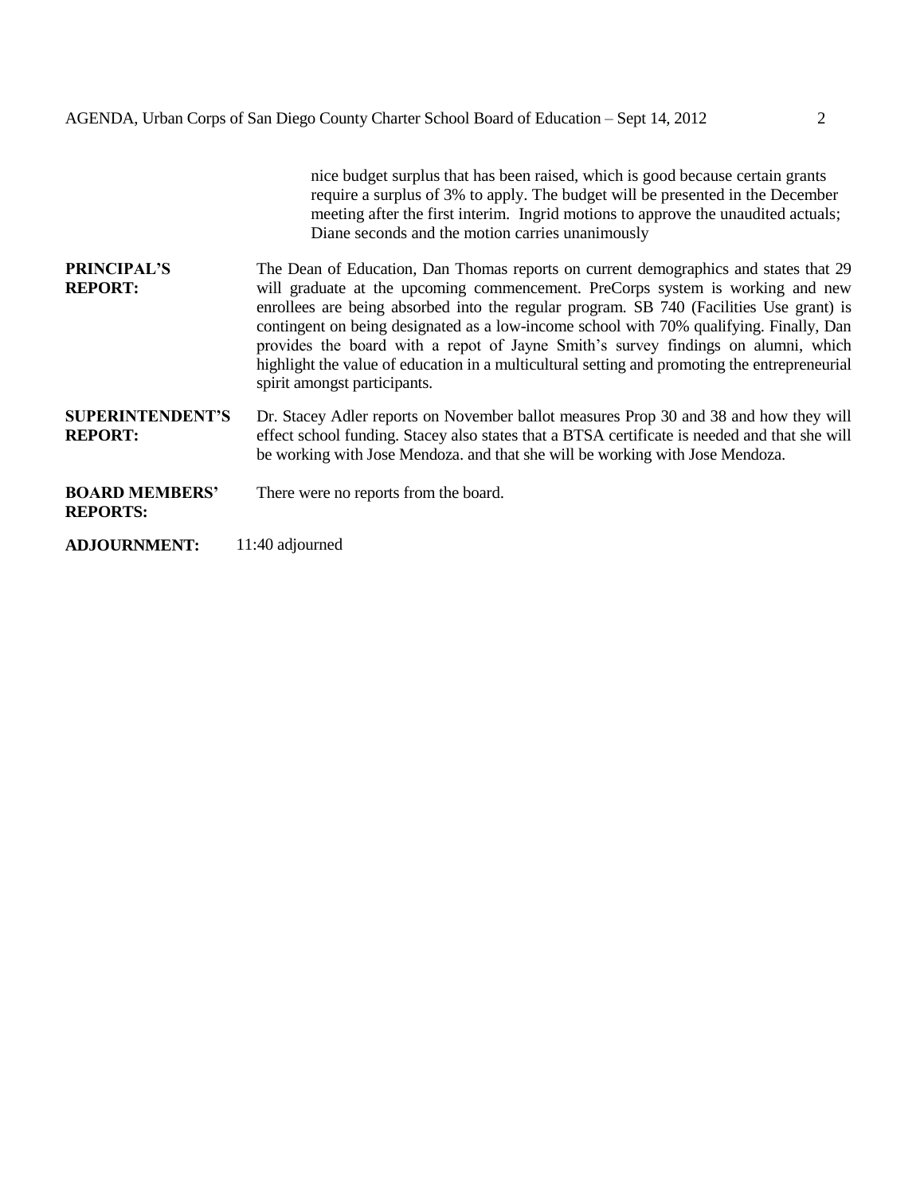nice budget surplus that has been raised, which is good because certain grants require a surplus of 3% to apply. The budget will be presented in the December meeting after the first interim. Ingrid motions to approve the unaudited actuals; Diane seconds and the motion carries unanimously

**PRINCIPAL'S REPORT:** The Dean of Education, Dan Thomas reports on current demographics and states that 29 will graduate at the upcoming commencement. PreCorps system is working and new enrollees are being absorbed into the regular program. SB 740 (Facilities Use grant) is contingent on being designated as a low-income school with 70% qualifying. Finally, Dan provides the board with a repot of Jayne Smith's survey findings on alumni, which highlight the value of education in a multicultural setting and promoting the entrepreneurial spirit amongst participants.

**SUPERINTENDENT'S REPORT:** Dr. Stacey Adler reports on November ballot measures Prop 30 and 38 and how they will effect school funding. Stacey also states that a BTSA certificate is needed and that she will be working with Jose Mendoza. and that she will be working with Jose Mendoza.

**BOARD MEMBERS' REPORTS:** There were no reports from the board.

**ADJOURNMENT:** 11:40 adjourned